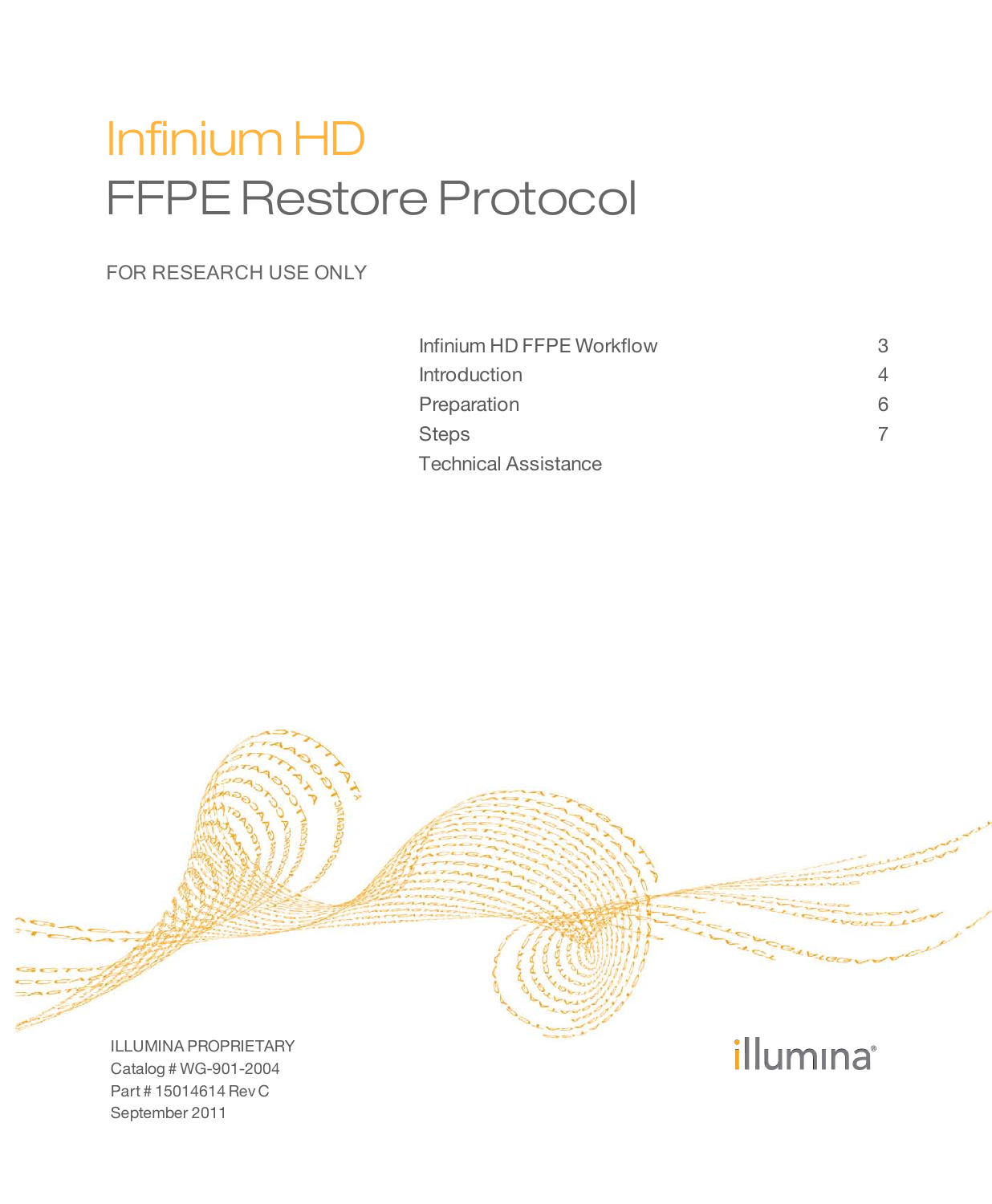# Infinium HD

# FFPE Restore Protocol

FOR RESEARCH USE ONLY

| | |
|---|---|
| Infinium HD FFPE Workflow | 3 |
| Introduction | 4 |
| Preparation | 6 |
| Steps | 7 |
| Technical Assistance | |

ILLUMINA PROPRIETARY
Catalog # WG-901-2004
Part # 15014614 Rev C
September 2011

illumina®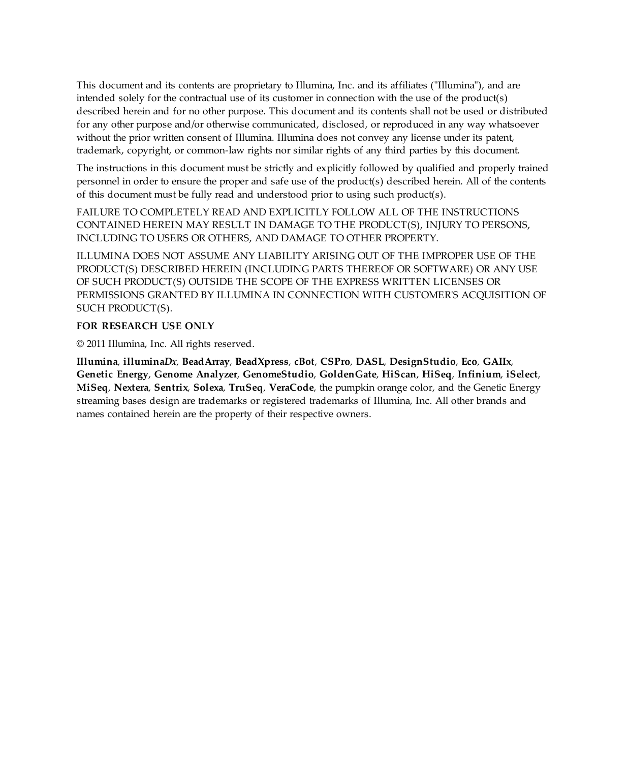This document and its contents are proprietary to Illumina, Inc. and its affiliates ("Illumina"), and are intended solely for the contractual use of its customer in connection with the use of the product(s) described herein and for no other purpose. This document and its contents shall not be used or distributed for any other purpose and/or otherwise communicated, disclosed, or reproduced in any way whatsoever without the prior written consent of Illumina. Illumina does not convey any license under its patent, trademark, copyright, or common-law rights nor similar rights of any third parties by this document.

The instructions in this document must be strictly and explicitly followed by qualified and properly trained personnel in order to ensure the proper and safe use of the product(s) described herein. All of the contents of this document must be fully read and understood prior to using such product(s).

FAILURE TO COMPLETELY READ AND EXPLICITLY FOLLOW ALL OF THE INSTRUCTIONS CONTAINED HEREIN MAY RESULT IN DAMAGE TO THE PRODUCT(S), INJURY TO PERSONS, INCLUDING TO USERS OR OTHERS, AND DAMAGE TO OTHER PROPERTY.

ILLUMINA DOES NOT ASSUME ANY LIABILITY ARISING OUT OF THE IMPROPER USE OF THE PRODUCT(S) DESCRIBED HEREIN (INCLUDING PARTS THEREOF OR SOFTWARE) OR ANY USE OF SUCH PRODUCT(S) OUTSIDE THE SCOPE OF THE EXPRESS WRITTEN LICENSES OR PERMISSIONS GRANTED BY ILLUMINA IN CONNECTION WITH CUSTOMER'S ACQUISITION OF SUCH PRODUCT(S).

**FOR RESEARCH USE ONLY**

© 2011 Illumina, Inc. All rights reserved.

**Illumina**, **illumina*Dx***, **BeadArray**, **BeadXpress**, **cBot**, **CSPro**, **DASL**, **DesignStudio**, **Eco**, **GAIIx**, **Genetic Energy**, **Genome Analyzer**, **GenomeStudio**, **GoldenGate**, **HiScan**, **HiSeq**, **Infinium**, **iSelect**, **MiSeq**, **Nextera**, **Sentrix**, **Solexa**, **TruSeq**, **VeraCode**, the pumpkin orange color, and the Genetic Energy streaming bases design are trademarks or registered trademarks of Illumina, Inc. All other brands and names contained herein are the property of their respective owners.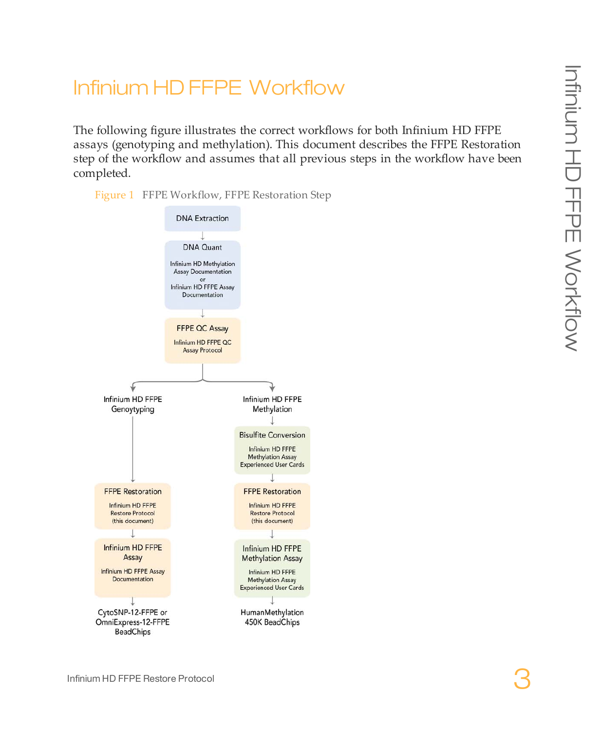# Infinium HD FFPE Workflow

The following figure illustrates the correct workflows for both Infinium HD FFPE assays (genotyping and methylation). This document describes the FFPE Restoration step of the workflow and assumes that all previous steps in the workflow have been completed.

Figure 1 FFPE Workflow, FFPE Restoration Step

DNA Extraction

↓

DNA Quant

Infinium HD Methylation Assay Documentation or Infinium HD FFPE Assay Documentation

↓

FFPE QC Assay

Infinium HD FFPE QC Assay Protocol

↓

**Infinium HD FFPE Genoytyping**

↓

FFPE Restoration

Infinium HD FFPE Restore Protocol (this document)

↓

Infinium HD FFPE Assay

Infinium HD FFPE Assay Documentation

↓

CytoSNP-12-FFPE or OmniExpress-12-FFPE BeadChips

**Infinium HD FFPE Methylation**

↓

Bisulfite Conversion

Infinium HD FFPE Methylation Assay Experienced User Cards

↓

FFPE Restoration

Infinium HD FFPE Restore Protocol (this document)

↓

Infinium HD FFPE Methylation Assay

Infinium HD FFPE Methylation Assay Experienced User Cards

↓

HumanMethylation 450K BeadChips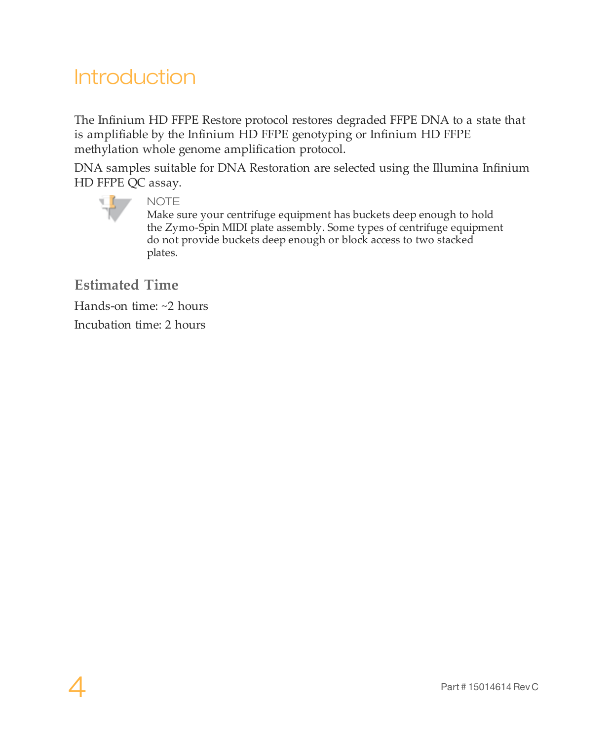# Introduction

The Infinium HD FFPE Restore protocol restores degraded FFPE DNA to a state that is amplifiable by the Infinium HD FFPE genotyping or Infinium HD FFPE methylation whole genome amplification protocol.

DNA samples suitable for DNA Restoration are selected using the Illumina Infinium HD FFPE QC assay.

> NOTE
> Make sure your centrifuge equipment has buckets deep enough to hold the Zymo-Spin MIDI plate assembly. Some types of centrifuge equipment do not provide buckets deep enough or block access to two stacked plates.

## Estimated Time

Hands-on time: ~2 hours

Incubation time: 2 hours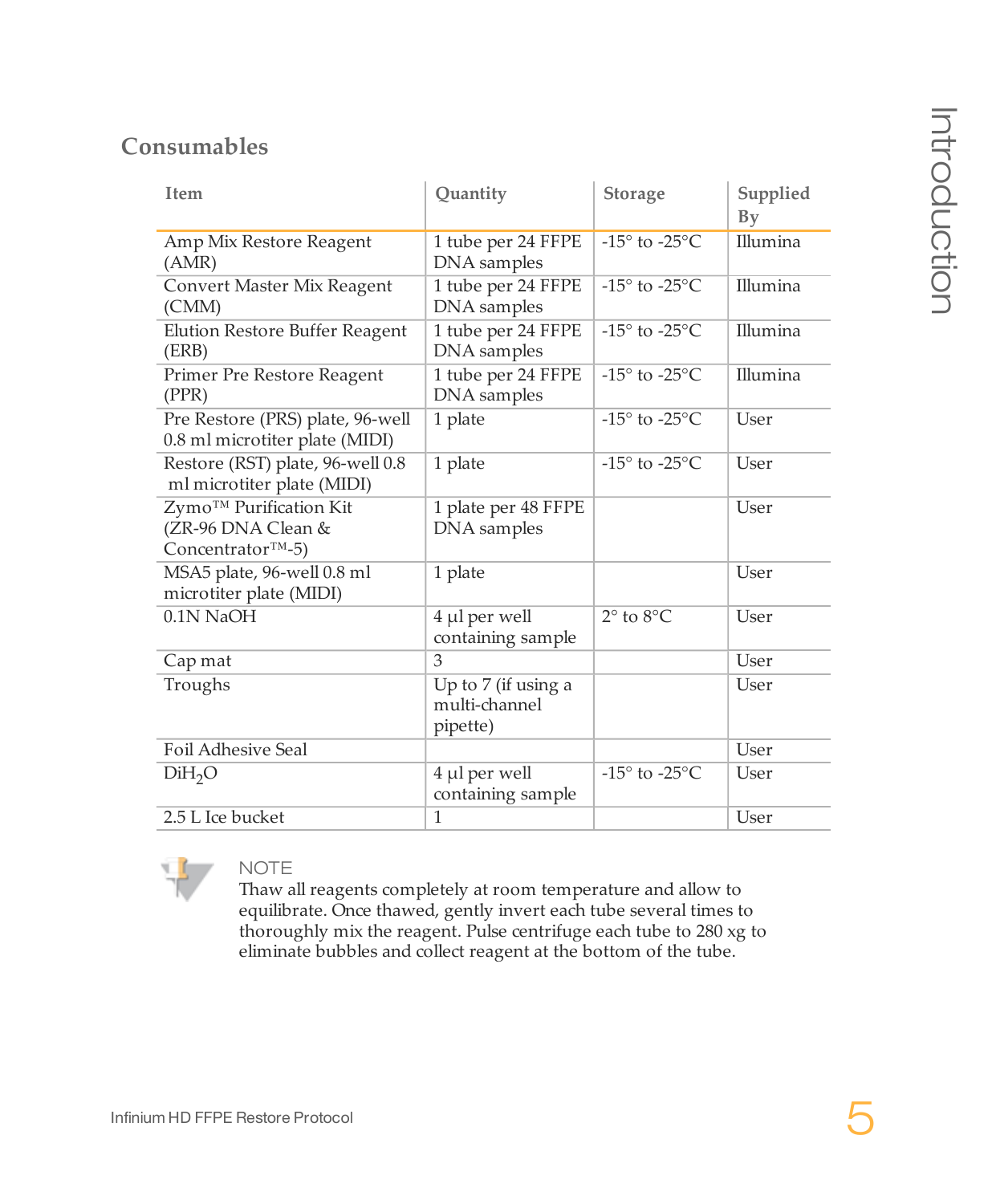## Consumables

| Item | Quantity | Storage | Supplied By |
|---|---|---|---|
| Amp Mix Restore Reagent (AMR) | 1 tube per 24 FFPE DNA samples | -15° to -25°C | Illumina |
| Convert Master Mix Reagent (CMM) | 1 tube per 24 FFPE DNA samples | -15° to -25°C | Illumina |
| Elution Restore Buffer Reagent (ERB) | 1 tube per 24 FFPE DNA samples | -15° to -25°C | Illumina |
| Primer Pre Restore Reagent (PPR) | 1 tube per 24 FFPE DNA samples | -15° to -25°C | Illumina |
| Pre Restore (PRS) plate, 96-well 0.8 ml microtiter plate (MIDI) | 1 plate | -15° to -25°C | User |
| Restore (RST) plate, 96-well 0.8 ml microtiter plate (MIDI) | 1 plate | -15° to -25°C | User |
| Zymo™ Purification Kit (ZR-96 DNA Clean & Concentrator™-5) | 1 plate per 48 FFPE DNA samples | | User |
| MSA5 plate, 96-well 0.8 ml microtiter plate (MIDI) | 1 plate | | User |
| 0.1N NaOH | 4 µl per well containing sample | 2° to 8°C | User |
| Cap mat | 3 | | User |
| Troughs | Up to 7 (if using a multi-channel pipette) | | User |
| Foil Adhesive Seal | | | User |
| Di$H_2O$ | 4 µl per well containing sample | -15° to -25°C | User |
| 2.5 L Ice bucket | 1 | | User |

**NOTE**

Thaw all reagents completely at room temperature and allow to equilibrate. Once thawed, gently invert each tube several times to thoroughly mix the reagent. Pulse centrifuge each tube to 280 xg to eliminate bubbles and collect reagent at the bottom of the tube.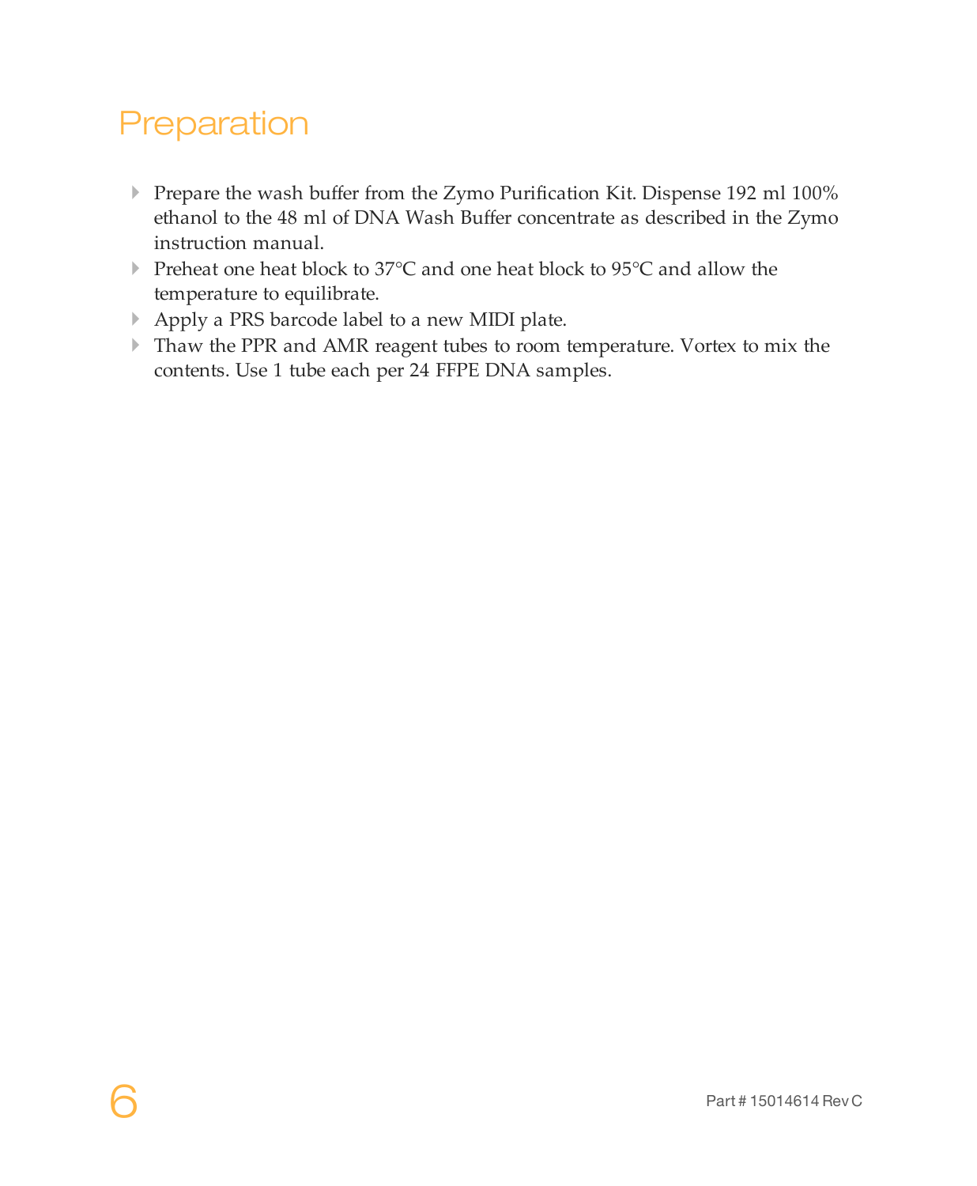# Preparation

- Prepare the wash buffer from the Zymo Purification Kit. Dispense 192 ml 100% ethanol to the 48 ml of DNA Wash Buffer concentrate as described in the Zymo instruction manual.
- Preheat one heat block to 37°C and one heat block to 95°C and allow the temperature to equilibrate.
- Apply a PRS barcode label to a new MIDI plate.
- Thaw the PPR and AMR reagent tubes to room temperature. Vortex to mix the contents. Use 1 tube each per 24 FFPE DNA samples.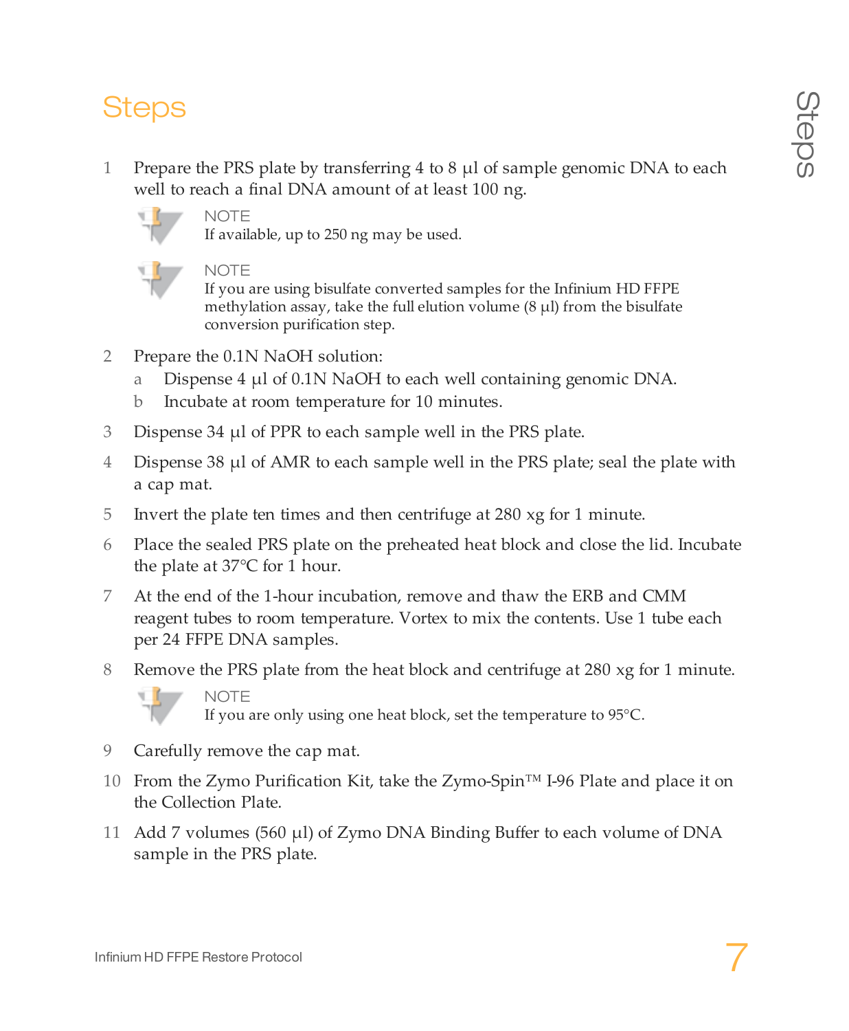# Steps

1. Prepare the PRS plate by transferring 4 to 8 µl of sample genomic DNA to each well to reach a final DNA amount of at least 100 ng.

   NOTE
   If available, up to 250 ng may be used.

   NOTE
   If you are using bisulfate converted samples for the Infinium HD FFPE methylation assay, take the full elution volume (8 µl) from the bisulfate conversion purification step.

2. Prepare the 0.1N NaOH solution:
   a. Dispense 4 µl of 0.1N NaOH to each well containing genomic DNA.
   b. Incubate at room temperature for 10 minutes.

3. Dispense 34 µl of PPR to each sample well in the PRS plate.

4. Dispense 38 µl of AMR to each sample well in the PRS plate; seal the plate with a cap mat.

5. Invert the plate ten times and then centrifuge at 280 xg for 1 minute.

6. Place the sealed PRS plate on the preheated heat block and close the lid. Incubate the plate at 37°C for 1 hour.

7. At the end of the 1-hour incubation, remove and thaw the ERB and CMM reagent tubes to room temperature. Vortex to mix the contents. Use 1 tube each per 24 FFPE DNA samples.

8. Remove the PRS plate from the heat block and centrifuge at 280 xg for 1 minute.

   NOTE
   If you are only using one heat block, set the temperature to 95°C.

9. Carefully remove the cap mat.

10. From the Zymo Purification Kit, take the Zymo-Spin™ I-96 Plate and place it on the Collection Plate.

11. Add 7 volumes (560 µl) of Zymo DNA Binding Buffer to each volume of DNA sample in the PRS plate.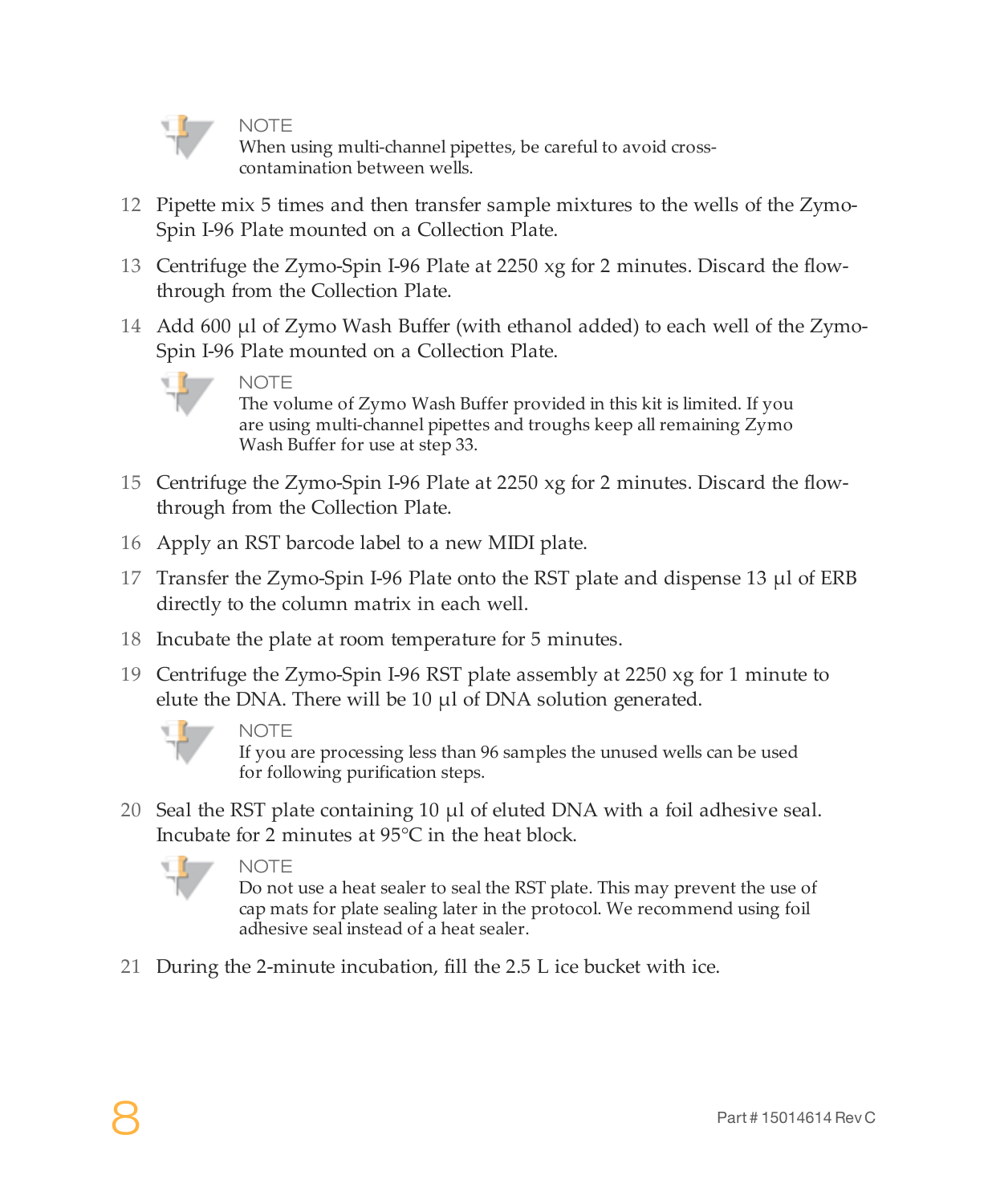> **NOTE**
> When using multi-channel pipettes, be careful to avoid cross-contamination between wells.

12. Pipette mix 5 times and then transfer sample mixtures to the wells of the Zymo-Spin I-96 Plate mounted on a Collection Plate.
13. Centrifuge the Zymo-Spin I-96 Plate at 2250 xg for 2 minutes. Discard the flow-through from the Collection Plate.
14. Add 600 µl of Zymo Wash Buffer (with ethanol added) to each well of the Zymo-Spin I-96 Plate mounted on a Collection Plate.

    > **NOTE**
    > The volume of Zymo Wash Buffer provided in this kit is limited. If you are using multi-channel pipettes and troughs keep all remaining Zymo Wash Buffer for use at step 33.

15. Centrifuge the Zymo-Spin I-96 Plate at 2250 xg for 2 minutes. Discard the flow-through from the Collection Plate.
16. Apply an RST barcode label to a new MIDI plate.
17. Transfer the Zymo-Spin I-96 Plate onto the RST plate and dispense 13 µl of ERB directly to the column matrix in each well.
18. Incubate the plate at room temperature for 5 minutes.
19. Centrifuge the Zymo-Spin I-96 RST plate assembly at 2250 xg for 1 minute to elute the DNA. There will be 10 µl of DNA solution generated.

    > **NOTE**
    > If you are processing less than 96 samples the unused wells can be used for following purification steps.

20. Seal the RST plate containing 10 µl of eluted DNA with a foil adhesive seal. Incubate for 2 minutes at 95°C in the heat block.

    > **NOTE**
    > Do not use a heat sealer to seal the RST plate. This may prevent the use of cap mats for plate sealing later in the protocol. We recommend using foil adhesive seal instead of a heat sealer.

21. During the 2-minute incubation, fill the 2.5 L ice bucket with ice.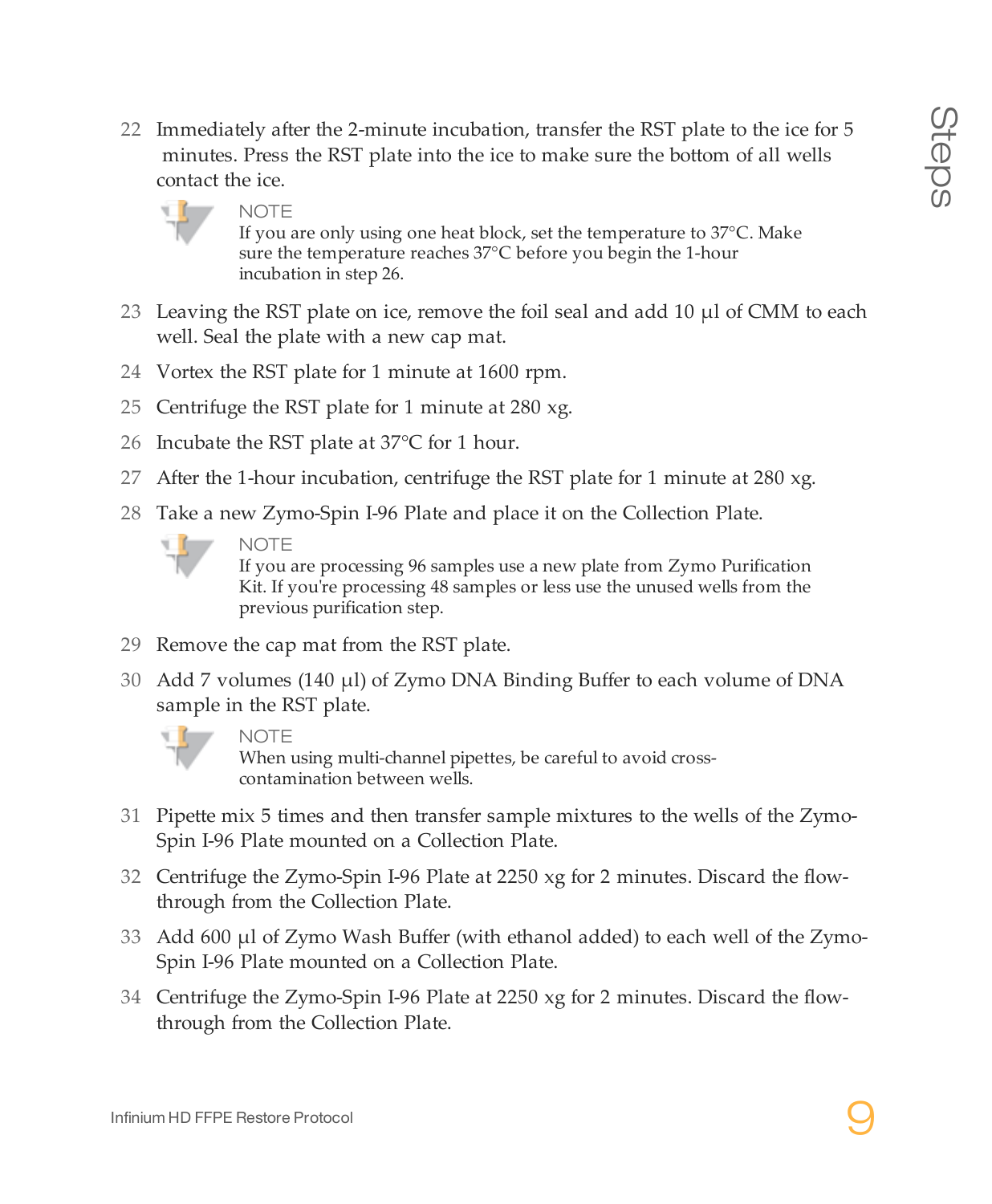22 Immediately after the 2-minute incubation, transfer the RST plate to the ice for 5 minutes. Press the RST plate into the ice to make sure the bottom of all wells contact the ice.

> **NOTE**
> If you are only using one heat block, set the temperature to 37°C. Make sure the temperature reaches 37°C before you begin the 1-hour incubation in step 26.

23 Leaving the RST plate on ice, remove the foil seal and add 10 µl of CMM to each well. Seal the plate with a new cap mat.

24 Vortex the RST plate for 1 minute at 1600 rpm.

25 Centrifuge the RST plate for 1 minute at 280 xg.

26 Incubate the RST plate at 37°C for 1 hour.

27 After the 1-hour incubation, centrifuge the RST plate for 1 minute at 280 xg.

28 Take a new Zymo-Spin I-96 Plate and place it on the Collection Plate.

> **NOTE**
> If you are processing 96 samples use a new plate from Zymo Purification Kit. If you're processing 48 samples or less use the unused wells from the previous purification step.

29 Remove the cap mat from the RST plate.

30 Add 7 volumes (140 µl) of Zymo DNA Binding Buffer to each volume of DNA sample in the RST plate.

> **NOTE**
> When using multi-channel pipettes, be careful to avoid cross-contamination between wells.

31 Pipette mix 5 times and then transfer sample mixtures to the wells of the Zymo-Spin I-96 Plate mounted on a Collection Plate.

32 Centrifuge the Zymo-Spin I-96 Plate at 2250 xg for 2 minutes. Discard the flow-through from the Collection Plate.

33 Add 600 µl of Zymo Wash Buffer (with ethanol added) to each well of the Zymo-Spin I-96 Plate mounted on a Collection Plate.

34 Centrifuge the Zymo-Spin I-96 Plate at 2250 xg for 2 minutes. Discard the flow-through from the Collection Plate.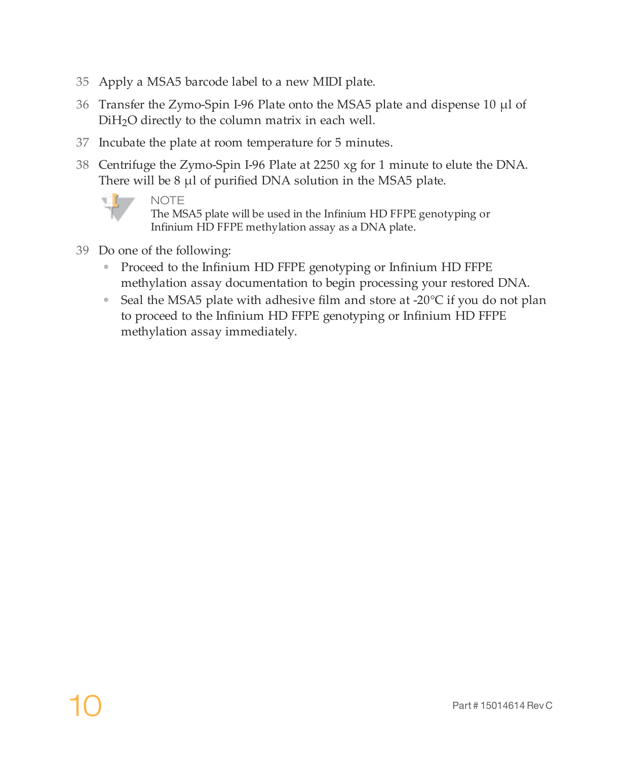35. Apply a MSA5 barcode label to a new MIDI plate.
36. Transfer the Zymo-Spin I-96 Plate onto the MSA5 plate and dispense 10 µl of $DiH_2O$ directly to the column matrix in each well.
37. Incubate the plate at room temperature for 5 minutes.
38. Centrifuge the Zymo-Spin I-96 Plate at 2250 xg for 1 minute to elute the DNA. There will be 8 µl of purified DNA solution in the MSA5 plate.

> NOTE
> The MSA5 plate will be used in the Infinium HD FFPE genotyping or Infinium HD FFPE methylation assay as a DNA plate.

39. Do one of the following:
    - Proceed to the Infinium HD FFPE genotyping or Infinium HD FFPE methylation assay documentation to begin processing your restored DNA.
    - Seal the MSA5 plate with adhesive film and store at -20°C if you do not plan to proceed to the Infinium HD FFPE genotyping or Infinium HD FFPE methylation assay immediately.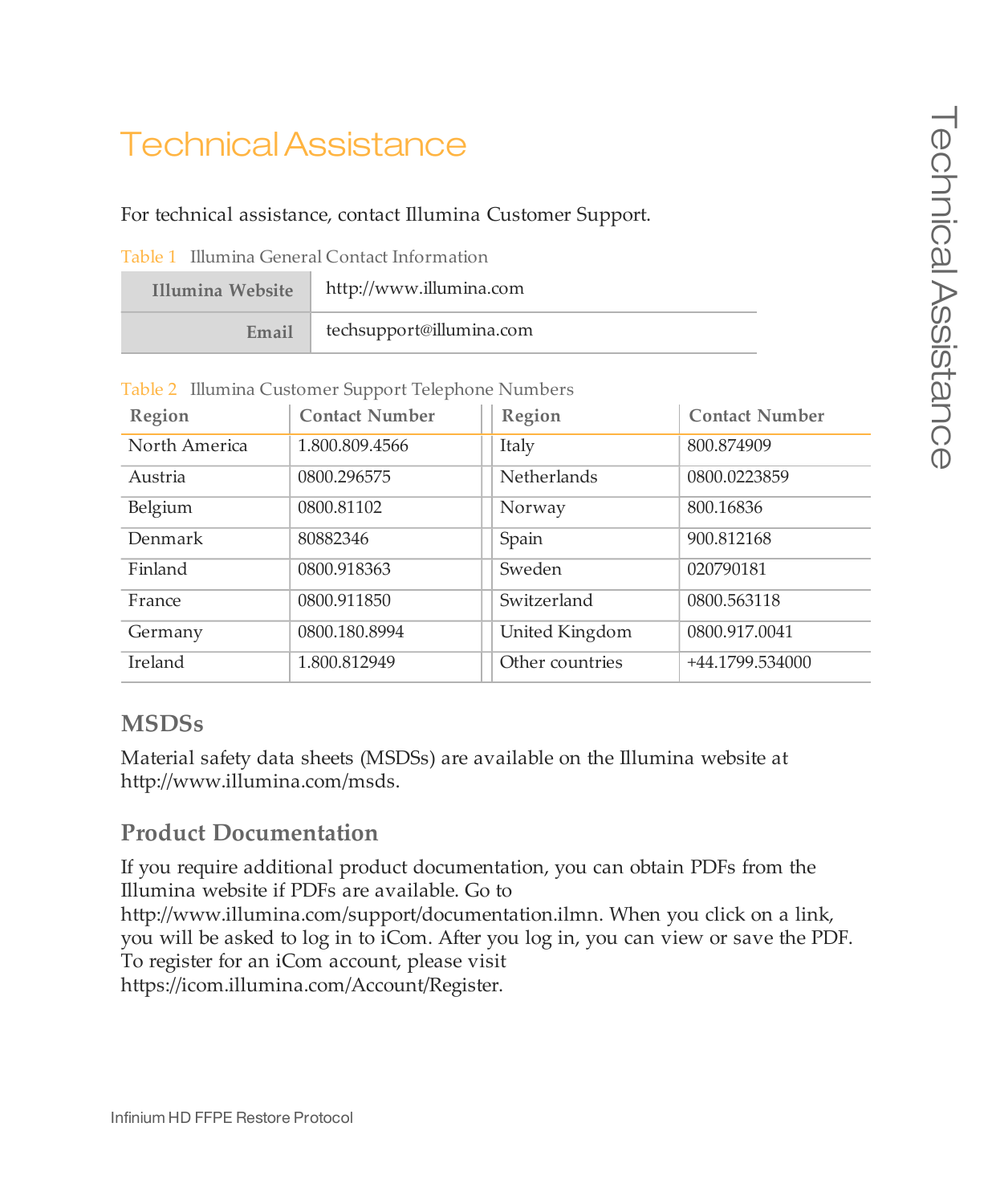# Technical Assistance

For technical assistance, contact Illumina Customer Support.

Table 1 Illumina General Contact Information

| | |
|---|---|
| **Illumina Website** | http://www.illumina.com |
| **Email** | techsupport@illumina.com |

Table 2 Illumina Customer Support Telephone Numbers

| Region | Contact Number | Region | Contact Number |
|---|---|---|---|
| North America | 1.800.809.4566 | Italy | 800.874909 |
| Austria | 0800.296575 | Netherlands | 0800.0223859 |
| Belgium | 0800.81102 | Norway | 800.16836 |
| Denmark | 80882346 | Spain | 900.812168 |
| Finland | 0800.918363 | Sweden | 020790181 |
| France | 0800.911850 | Switzerland | 0800.563118 |
| Germany | 0800.180.8994 | United Kingdom | 0800.917.0041 |
| Ireland | 1.800.812949 | Other countries | +44.1799.534000 |

## MSDSs

Material safety data sheets (MSDSs) are available on the Illumina website at http://www.illumina.com/msds.

## Product Documentation

If you require additional product documentation, you can obtain PDFs from the Illumina website if PDFs are available. Go to http://www.illumina.com/support/documentation.ilmn. When you click on a link, you will be asked to log in to iCom. After you log in, you can view or save the PDF. To register for an iCom account, please visit https://icom.illumina.com/Account/Register.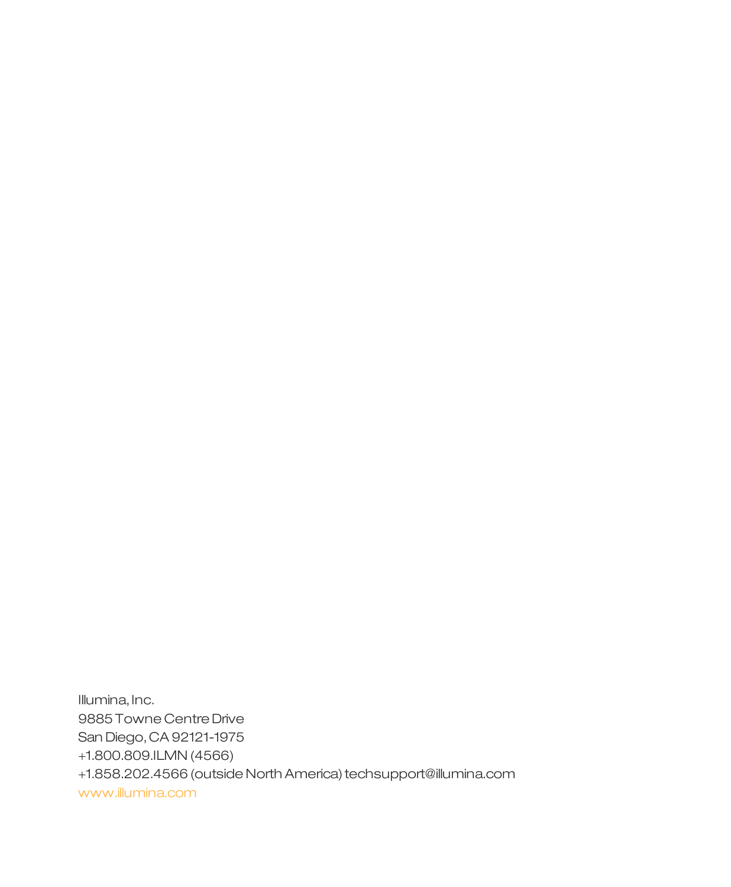Illumina, Inc.
9885 Towne Centre Drive
San Diego, CA 92121-1975
+1.800.809.ILMN (4566)
+1.858.202.4566 (outside North America) techsupport@illumina.com
www.illumina.com